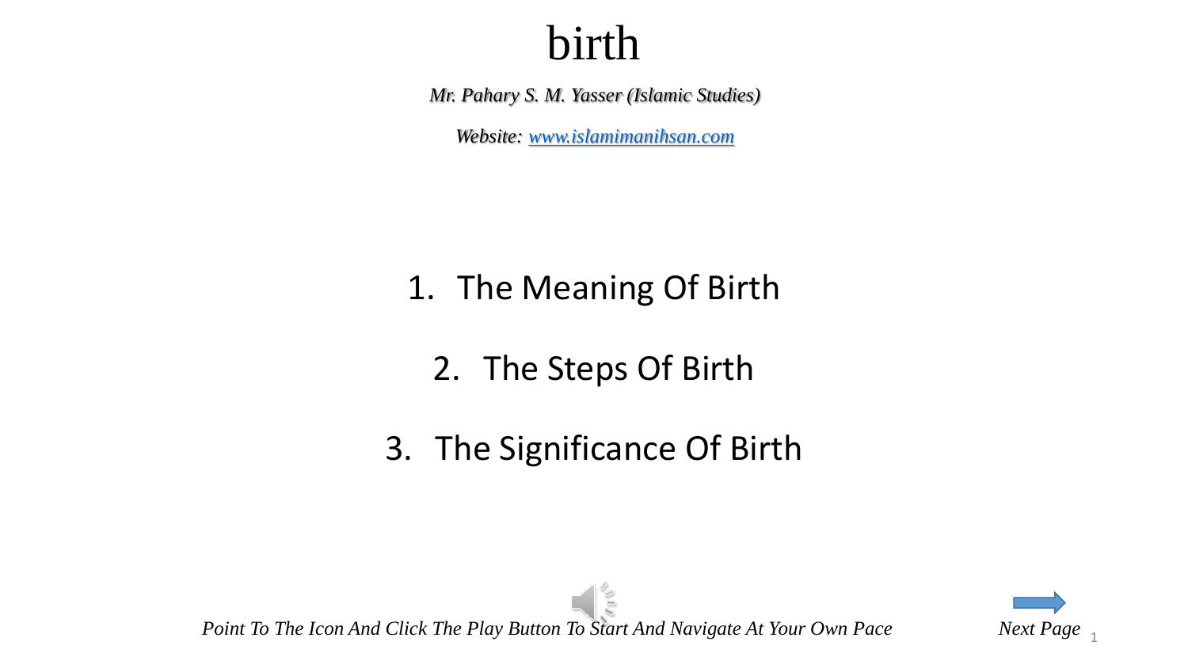# birth

*Mr. Pahary S. M. Yasser (Islamic Studies)*

*Website: [www.islamimanihsan.com](http://www.islamimanihsan.com)*

1. The Meaning Of Birth
2. The Steps Of Birth
3. The Significance Of Birth

*Point To The Icon And Click The Play Button To Start And Navigate At Your Own Pace*

*Next Page*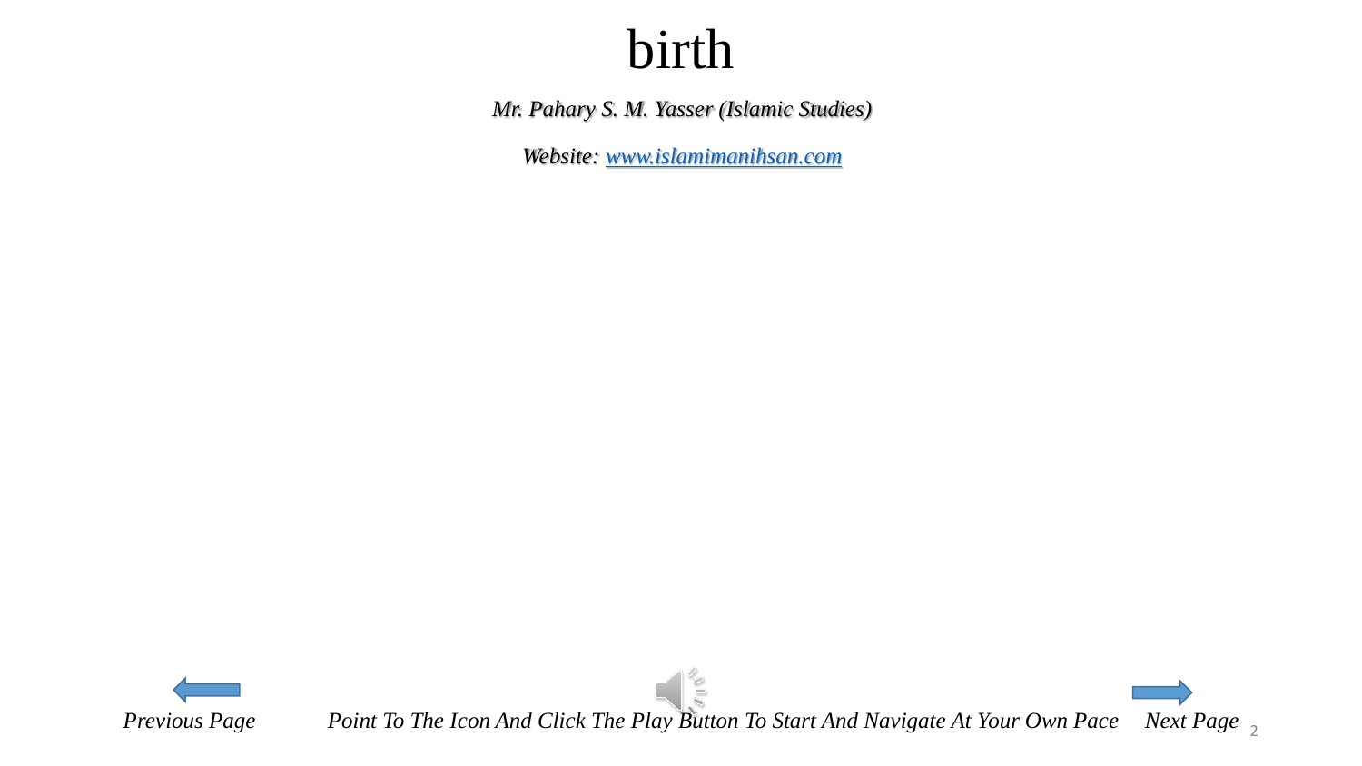# birth

*Mr. Pahary S. M. Yasser (Islamic Studies)*

*Website: [www.islamimanihsan.com](http://www.islamimanihsan.com)*

*Previous Page* *Point To The Icon And Click The Play Button To Start And Navigate At Your Own Pace* *Next Page*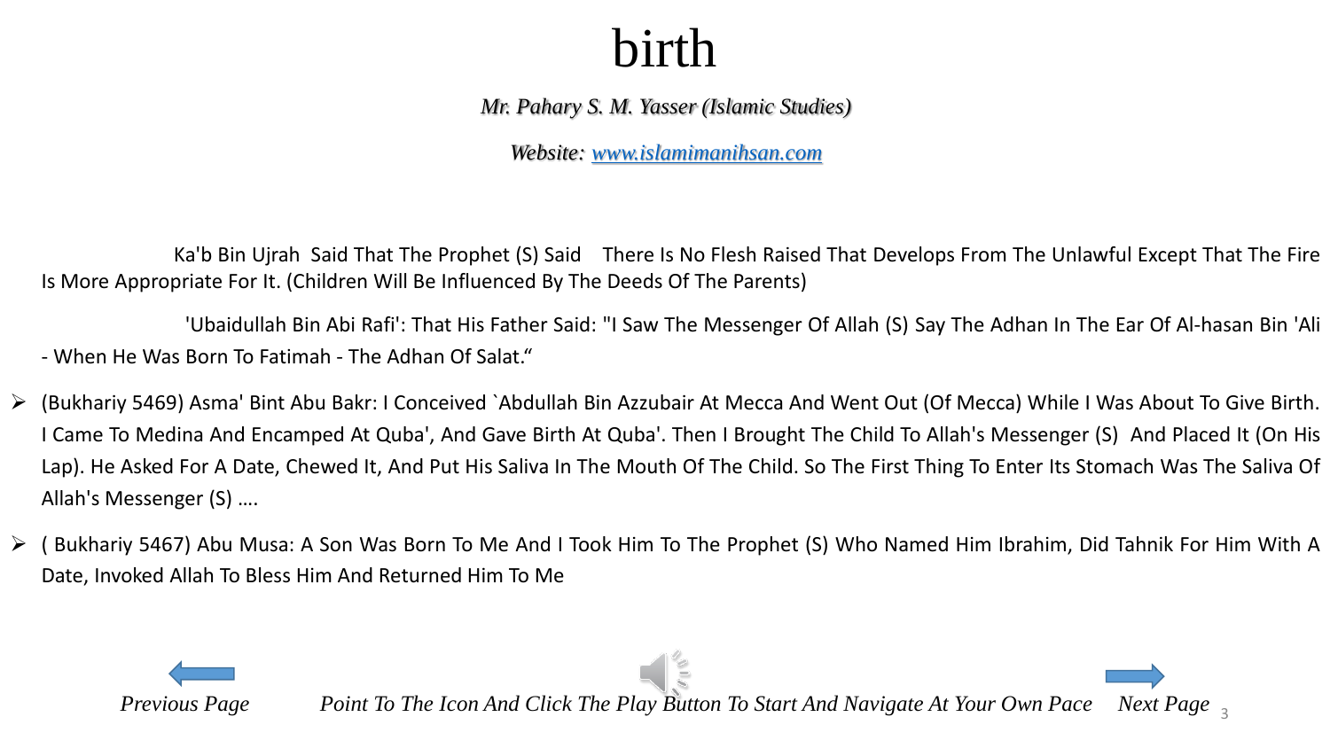# birth

*Mr. Pahary S. M. Yasser (Islamic Studies)*

*Website: www.islamimanihsan.com*

Ka'b Bin Ujrah Said That The Prophet (S) Said There Is No Flesh Raised That Develops From The Unlawful Except That The Fire Is More Appropriate For It. (Children Will Be Influenced By The Deeds Of The Parents)

'Ubaidullah Bin Abi Rafi': That His Father Said: "I Saw The Messenger Of Allah (S) Say The Adhan In The Ear Of Al-hasan Bin 'Ali - When He Was Born To Fatimah - The Adhan Of Salat."

- (Bukhariy 5469) Asma' Bint Abu Bakr: I Conceived `Abdullah Bin Azzubair At Mecca And Went Out (Of Mecca) While I Was About To Give Birth. I Came To Medina And Encamped At Quba', And Gave Birth At Quba'. Then I Brought The Child To Allah's Messenger (S) And Placed It (On His Lap). He Asked For A Date, Chewed It, And Put His Saliva In The Mouth Of The Child. So The First Thing To Enter Its Stomach Was The Saliva Of Allah's Messenger (S) ….
- ( Bukhariy 5467) Abu Musa: A Son Was Born To Me And I Took Him To The Prophet (S) Who Named Him Ibrahim, Did Tahnik For Him With A Date, Invoked Allah To Bless Him And Returned Him To Me

*Previous Page* *Point To The Icon And Click The Play Button To Start And Navigate At Your Own Pace* *Next Page*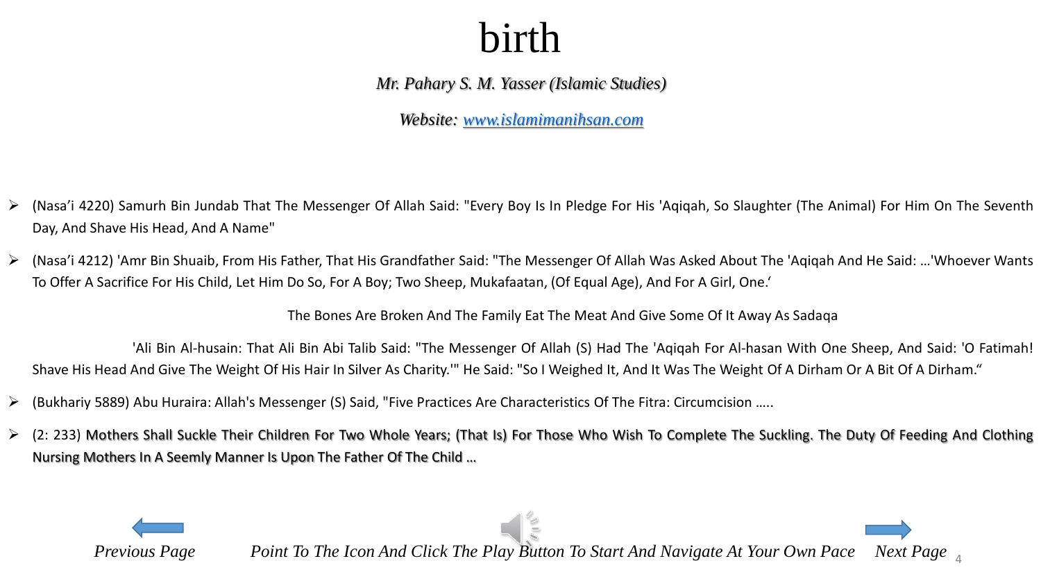# birth

*Mr. Pahary S. M. Yasser (Islamic Studies)*

*Website: [www.islamimanihsan.com](http://www.islamimanihsan.com)*

- (Nasa'i 4220) Samurh Bin Jundab That The Messenger Of Allah Said: "Every Boy Is In Pledge For His 'Aqiqah, So Slaughter (The Animal) For Him On The Seventh Day, And Shave His Head, And A Name"
- (Nasa'i 4212) 'Amr Bin Shuaib, From His Father, That His Grandfather Said: "The Messenger Of Allah Was Asked About The 'Aqiqah And He Said: …'Whoever Wants To Offer A Sacrifice For His Child, Let Him Do So, For A Boy; Two Sheep, Mukafaatan, (Of Equal Age), And For A Girl, One.'

  The Bones Are Broken And The Family Eat The Meat And Give Some Of It Away As Sadaqa

  'Ali Bin Al-husain: That Ali Bin Abi Talib Said: "The Messenger Of Allah (S) Had The 'Aqiqah For Al-hasan With One Sheep, And Said: 'O Fatimah! Shave His Head And Give The Weight Of His Hair In Silver As Charity.'" He Said: "So I Weighed It, And It Was The Weight Of A Dirham Or A Bit Of A Dirham."
- (Bukhariy 5889) Abu Huraira: Allah's Messenger (S) Said, "Five Practices Are Characteristics Of The Fitra: Circumcision …..
- (2: 233) Mothers Shall Suckle Their Children For Two Whole Years; (That Is) For Those Who Wish To Complete The Suckling. The Duty Of Feeding And Clothing Nursing Mothers In A Seemly Manner Is Upon The Father Of The Child …

*Previous Page* *Point To The Icon And Click The Play Button To Start And Navigate At Your Own Pace* *Next Page*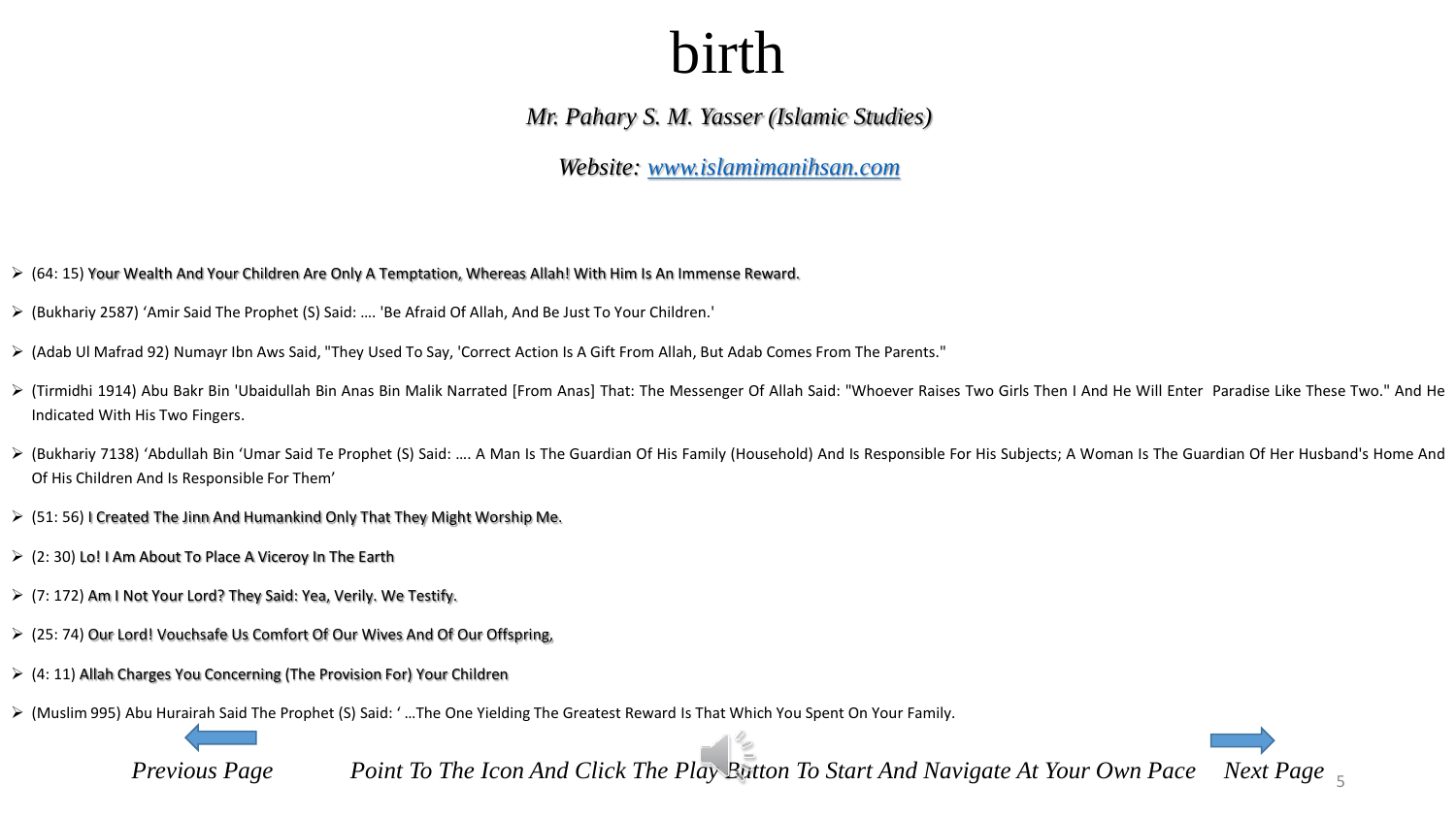# birth

*Mr. Pahary S. M. Yasser (Islamic Studies)*

*Website: [www.islamimanihsan.com](http://www.islamimanihsan.com)*

- (64: 15) Your Wealth And Your Children Are Only A Temptation, Whereas Allah! With Him Is An Immense Reward.
- (Bukhariy 2587) 'Amir Said The Prophet (S) Said: …. 'Be Afraid Of Allah, And Be Just To Your Children.'
- (Adab Ul Mafrad 92) Numayr Ibn Aws Said, "They Used To Say, 'Correct Action Is A Gift From Allah, But Adab Comes From The Parents."
- (Tirmidhi 1914) Abu Bakr Bin 'Ubaidullah Bin Anas Bin Malik Narrated [From Anas] That: The Messenger Of Allah Said: "Whoever Raises Two Girls Then I And He Will Enter Paradise Like These Two." And He Indicated With His Two Fingers.
- (Bukhariy 7138) 'Abdullah Bin 'Umar Said Te Prophet (S) Said: …. A Man Is The Guardian Of His Family (Household) And Is Responsible For His Subjects; A Woman Is The Guardian Of Her Husband's Home And Of His Children And Is Responsible For Them'
- (51: 56) I Created The Jinn And Humankind Only That They Might Worship Me.
- (2: 30) Lo! I Am About To Place A Viceroy In The Earth
- (7: 172) Am I Not Your Lord? They Said: Yea, Verily. We Testify.
- (25: 74) Our Lord! Vouchsafe Us Comfort Of Our Wives And Of Our Offspring,
- (4: 11) Allah Charges You Concerning (The Provision For) Your Children
- (Muslim 995) Abu Hurairah Said The Prophet (S) Said: ' …The One Yielding The Greatest Reward Is That Which You Spent On Your Family.

*Previous Page* *Point To The Icon And Click The Play Button To Start And Navigate At Your Own Pace* *Next Page*